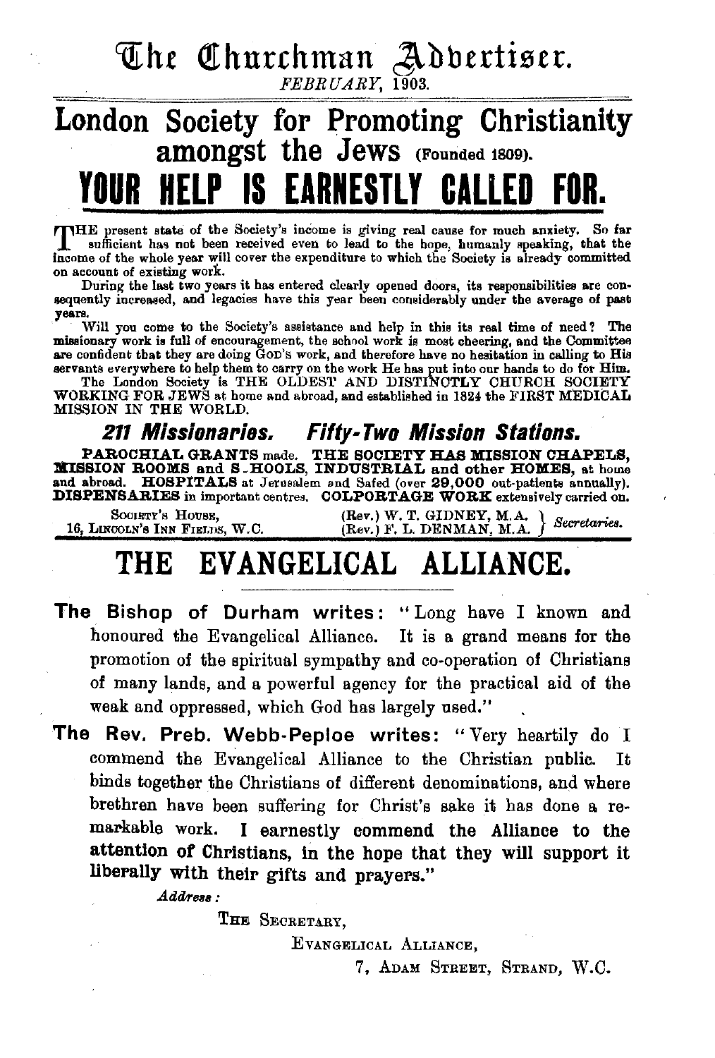# The Churchman Advertiser.

*FEBRUARY, 1903.*

## London Society for Promoting Christianity amongst the Jews (Founded 1809).

## YOUR HELP IS EARNESTLY CALLED FOR.

THE present state of the Society's income is giving real cause for much anxiety. So far sufficient has not been received even to lead to the hope, humanly speaking, that the income of the whole year will cover the expenditure to which the Society is already committed on account of existing work.

During the last two years it has entered clearly opened doors, its responsibilities are consequently increased, and legacies have this year been considerably under the average of past years.

Will you come to the Society's assistance and help in this its real time of need? The missionary work is full of encouragement, the school work is most cheering, and the Committee are confident that they are doing GOD'S work, and therefore have no hesitation in calling to His servants everywhere to help them to carry on the work He has put into our hands to do for Him.

The London Society is THE OLDEST AND DISTINCTLY CHURCH SOCIETY WORKING FOR JEWS at home and abroad, and established in 1824 the FIRST MEDICAL MISSION IN THE WORLD.

### *211 Missionaries. Fifty-Two Mission Stations.*

**PAROCHIAL GRANTS** made. **THE SOCIETY HAS MISSION CHAPELS, MISSION ROOMS and S.HOOLS, INDUSTRIAL and other HOMES,** at home and abroad. **HOSPITALS** at Jerusalem and Safed (over **29,000** out-patients annually). **DISPENSARIES** in important centres. **COLPORTAGE WORK** extensively carried on.

SOCIETY'S HOUSE,
16, LINCOLN'S INN FIELDS, W.C.

(Rev.) W. T. GIDNEY, M.A. }
(Rev.) F. L. DENMAN, M.A. } *Secretaries.*

## THE EVANGELICAL ALLIANCE.

**The Bishop of Durham writes:** "Long have I known and honoured the Evangelical Alliance. It is a grand means for the promotion of the spiritual sympathy and co-operation of Christians of many lands, and a powerful agency for the practical aid of the weak and oppressed, which God has largely used."

**The Rev. Preb. Webb-Peploe writes:** "Very heartily do I commend the Evangelical Alliance to the Christian public. It binds together the Christians of different denominations, and where brethren have been suffering for Christ's sake it has done a remarkable work. **I earnestly commend the Alliance to the attention of Christians, in the hope that they will support it liberally with their gifts and prayers.**"

*Address:*

THE SECRETARY,
EVANGELICAL ALLIANCE,
7, ADAM STREET, STRAND, W.C.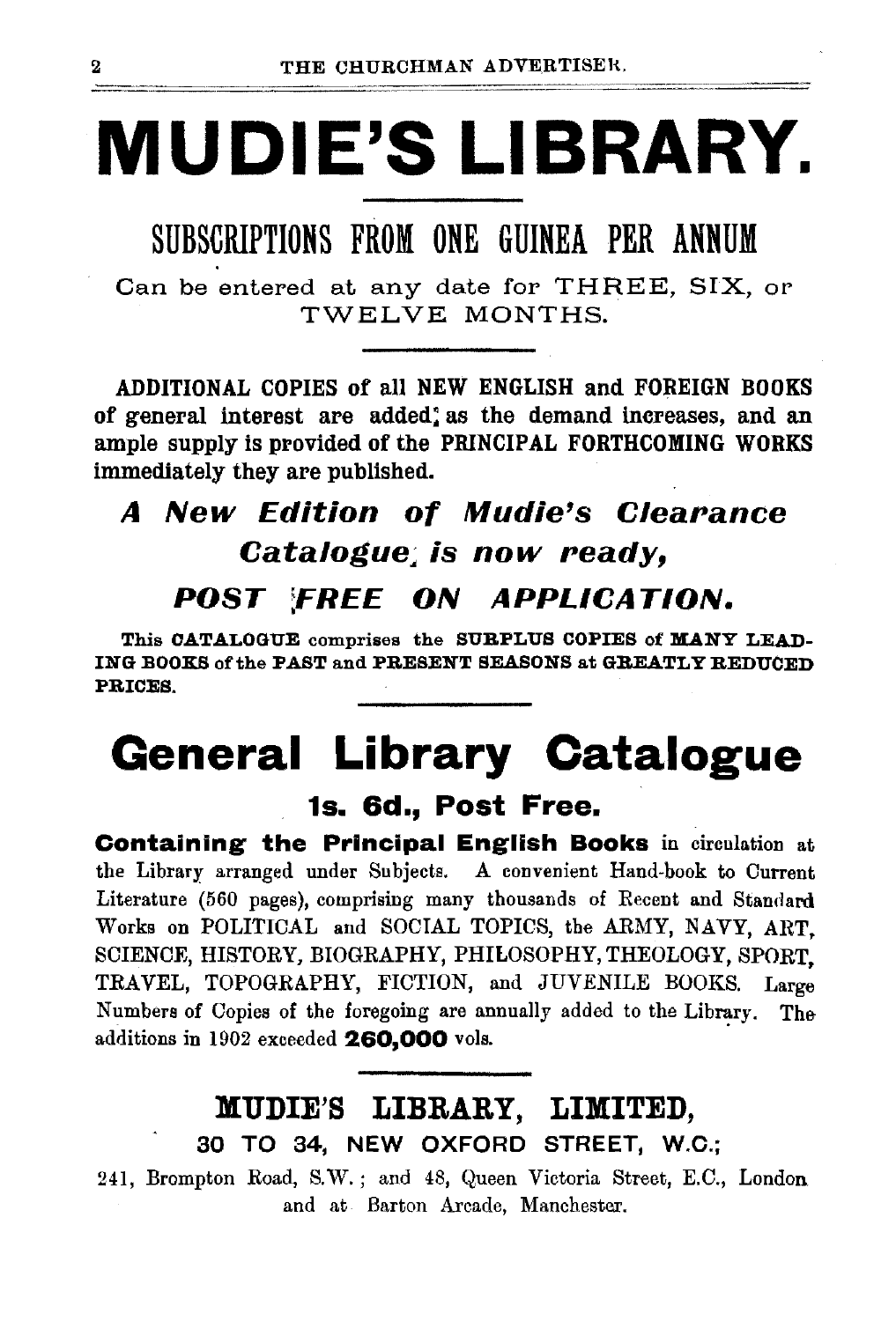# MUDIE'S LIBRARY.

## SUBSCRIPTIONS FROM ONE GUINEA PER ANNUM

Can be entered at any date for THREE, SIX, or TWELVE MONTHS.

**ADDITIONAL COPIES of all NEW ENGLISH and FOREIGN BOOKS of general interest are added as the demand increases, and an ample supply is provided of the PRINCIPAL FORTHCOMING WORKS immediately they are published.**

***A New Edition of Mudie's Clearance Catalogue is now ready,***

***POST FREE ON APPLICATION.***

**This CATALOGUE comprises the SURPLUS COPIES of MANY LEADING BOOKS of the PAST and PRESENT SEASONS at GREATLY REDUCED PRICES.**

# General Library Catalogue

### 1s. 6d., Post Free.

**Containing the Principal English Books** in circulation at the Library arranged under Subjects. A convenient Hand-book to Current Literature (560 pages), comprising many thousands of Recent and Standard Works on POLITICAL and SOCIAL TOPICS, the ARMY, NAVY, ART, SCIENCE, HISTORY, BIOGRAPHY, PHILOSOPHY, THEOLOGY, SPORT, TRAVEL, TOPOGRAPHY, FICTION, and JUVENILE BOOKS. Large Numbers of Copies of the foregoing are annually added to the Library. The additions in 1902 exceeded **260,000** vols.

## MUDIE'S LIBRARY, LIMITED,

**30 TO 34, NEW OXFORD STREET, W.C.;**

241, Brompton Road, S.W.; and 48, Queen Victoria Street, E.C., London and at Barton Arcade, Manchester.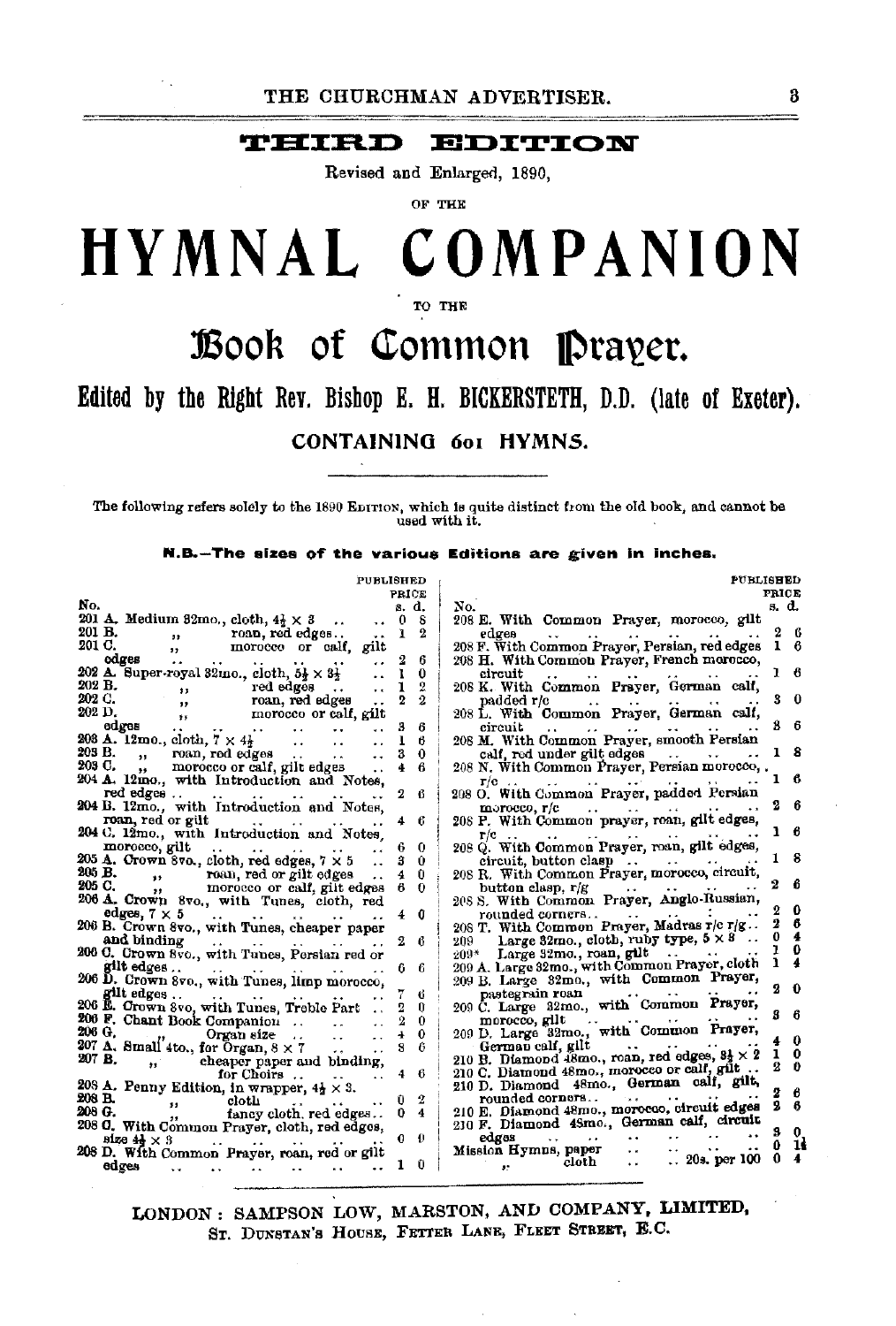# THIRD EDITION

Revised and Enlarged, 1890,

OF THE

# HYMNAL COMPANION

TO THE

## Book of Common Prayer.

**Edited by the Right Rev. Bishop E. H. BICKERSTETH, D.D. (late of Exeter).**

**CONTAINING 601 HYMNS.**

The following refers solely to the 1890 EDITION, which is quite distinct from the old book, and cannot be used with it.

**N.B.—The sizes of the various Editions are given in inches.**

| No. | | PUBLISHED PRICE s. d. |
|---|---|---|
| 201 A. | Medium 32mo., cloth, $4\frac{1}{2} \times 3$ | 0 8 |
| 201 B. | " roan, red edges | 1 2 |
| 201 C. | " morocco or calf, gilt edges | 2 6 |
| 202 A. | Super-royal 32mo., cloth, $5\frac{1}{4} \times 3\frac{1}{2}$ | 1 0 |
| 202 B. | " red edges | 1 2 |
| 202 C. | " roan, red edges | 2 2 |
| 202 D. | " morocco or calf, gilt edges | 3 6 |
| 203 A. | 12mo., cloth, $7 \times 4\frac{1}{2}$ | 1 6 |
| 203 B. | " roan, red edges | 3 0 |
| 203 C. | " morocco or calf, gilt edges | 4 6 |
| 204 A. | 12mo., with Introduction and Notes, red edges | 2 6 |
| 204 B. | 12mo., with Introduction and Notes, roan, red or gilt | 4 6 |
| 204 C. | 12mo., with Introduction and Notes, morocco, gilt | 6 0 |
| 205 A. | Crown 8vo., cloth, red edges, $7 \times 5$ | 3 0 |
| 205 B. | " roan, red or gilt edges | 4 0 |
| 205 C. | " morocco or calf, gilt edges | 6 0 |
| 206 A. | Crown 8vo., with Tunes, cloth, red edges, $7 \times 5$ | 4 0 |
| 206 B. | Crown 8vo., with Tunes, cheaper paper and binding | 2 6 |
| 206 C. | Crown 8vo., with Tunes, Persian red or gilt edges | 6 6 |
| 206 D. | Crown 8vo., with Tunes, limp morocco, gilt edges | 7 6 |
| 206 E. | Crown 8vo, with Tunes, Treble Part | 2 0 |
| 206 F. | Chant Book Companion | 2 0 |
| 206 G. | " Organ size | 4 0 |
| 207 A. | Small 4to., for Organ, $8 \times 7$ | 8 6 |
| 207 B. | " cheaper paper and binding, for Choirs | 4 6 |
| 208 A. | Penny Edition, in wrapper, $4\frac{1}{2} \times 3$ | 0 2 |
| 208 B. | " cloth | 0 ? |
| 208 G. | " fancy cloth, red edges | 0 4 |
| 208 C. | With Common Prayer, cloth, red edges, size $4\frac{1}{2} \times 3$ | 0 ? |
| 208 D. | With Common Prayer, roan, red or gilt edges | 1 0 |
| 208 E. | With Common Prayer, morocco, gilt edges | 2 6 |
| 208 F. | With Common Prayer, Persian, red edges | 1 6 |
| 208 H. | With Common Prayer, French morocco, circuit | 1 6 |
| 208 K. | With Common Prayer, German calf, padded r/c | 3 0 |
| 208 L. | With Common Prayer, German calf, circuit | 3 6 |
| 208 M. | With Common Prayer, smooth Persian calf, red under gilt edges | 1 8 |
| 208 N. | With Common Prayer, Persian morocco, r/c | 1 6 |
| 208 O. | With Common Prayer, padded Persian morocco, r/c | 2 6 |
| 208 P. | With Common prayer, roan, gilt edges, r/c | 1 6 |
| 208 Q. | With Common Prayer, roan, gilt edges, circuit, button clasp | 1 8 |
| 208 R. | With Common Prayer, morocco, circuit, button clasp, r/g | 2 6 |
| 208 S. | With Common Prayer, Anglo-Russian, rounded corners | 2 0 |
| 208 T. | With Common Prayer, Madras r/c r/g | 2 6 |
| 209 | Large 32mo., cloth, ruby type, $5 \times 3$ | 0 4 |
| 209* | Large 32mo., roan, gilt | 1 0 |
| 209 A. | Large 32mo., with Common Prayer, cloth | 1 4 |
| 209 B. | Large 32mo., with Common Prayer, pastegrain roan | 2 0 |
| 209 C. | Large 32mo., with Common Prayer, morocco, gilt | 3 6 |
| 209 D. | Large 32mo., with Common Prayer, German calf, gilt | 4 0 |
| 210 B. | Diamond 48mo., roan, red edges, $3\frac{1}{2} \times 2$ | 1 0 |
| 210 C. | Diamond 48mo., morocco or calf, gilt | 2 0 |
| 210 D. | Diamond 48mo., German calf, gilt, rounded corners | 2 6 |
| 210 E. | Diamond 48mo., morocco, circuit edges | 2 6 |
| 210 F. | Diamond 48mo., German calf, circuit edges | 3 0 |
| | Mission Hymns, paper | 0 1½ |
| | " cloth .. 20s. per 100 | 0 4 |

LONDON: SAMPSON LOW, MARSTON, AND COMPANY, LIMITED,
ST. DUNSTAN'S HOUSE, FETTER LANE, FLEET STREET, E.C.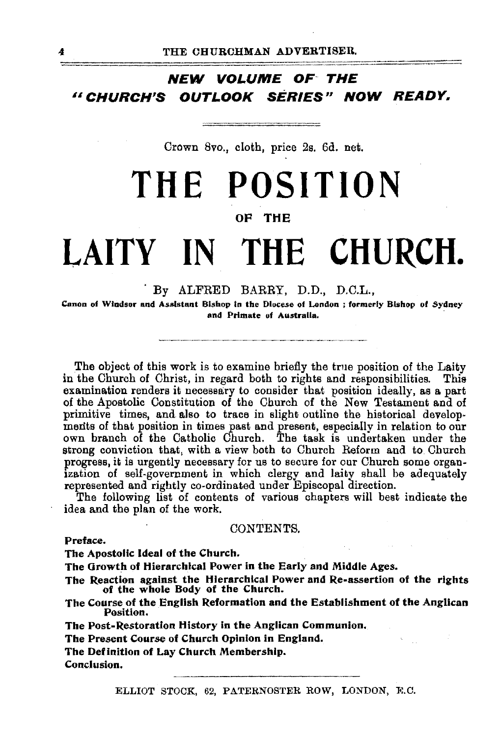**_NEW VOLUME OF THE "CHURCH'S OUTLOOK SERIES" NOW READY._**

Crown 8vo., cloth, price 2s. 6d. net.

# THE POSITION

OF THE

# LAITY IN THE CHURCH.

By ALFRED BARRY, D.D., D.C.L.,

Canon of Windsor and Assistant Bishop in the Diocese of London; formerly Bishop of Sydney and Primate of Australia.

The object of this work is to examine briefly the true position of the Laity in the Church of Christ, in regard both to rights and responsibilities. This examination renders it necessary to consider that position ideally, as a part of the Apostolic Constitution of the Church of the New Testament and of primitive times, and also to trace in slight outline the historical developments of that position in times past and present, especially in relation to our own branch of the Catholic Church. The task is undertaken under the strong conviction that, with a view both to Church Reform and to Church progress, it is urgently necessary for us to secure for our Church some organization of self-government in which clergy and laity shall be adequately represented and rightly co-ordinated under Episcopal direction.

The following list of contents of various chapters will best indicate the idea and the plan of the work.

CONTENTS.

**Preface.**

**The Apostolic Ideal of the Church.**

**The Growth of Hierarchical Power in the Early and Middle Ages.**

**The Reaction against the Hierarchical Power and Re-assertion of the rights of the whole Body of the Church.**

**The Course of the English Reformation and the Establishment of the Anglican Position.**

**The Post-Restoration History in the Anglican Communion.**

**The Present Course of Church Opinion in England.**

**The Definition of Lay Church Membership.**

**Conclusion.**

ELLIOT STOCK, 62, PATERNOSTER ROW, LONDON, E.C.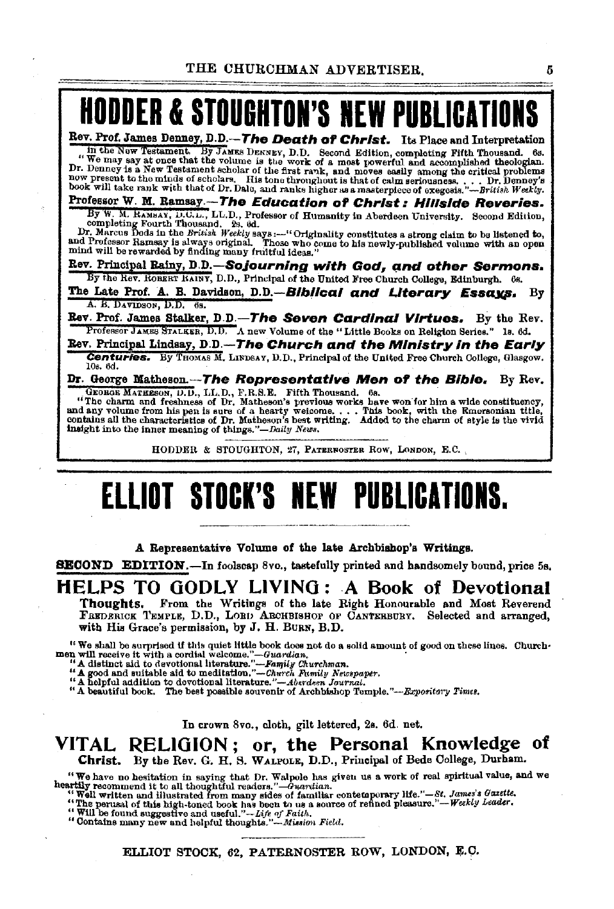# HODDER & STOUGHTON'S NEW PUBLICATIONS

**Rev. Prof. James Denney, D.D.**—***The Death of Christ.*** Its Place and Interpretation in the New Testament. By JAMES DENNEY, D.D. Second Edition, completing Fifth Thousand. 6s.

"We may say at once that the volume is the work of a most powerful and accomplished theologian. Dr. Denney is a New Testament scholar of the first rank, and moves easily among the critical problems now present to the minds of scholars. His tone throughout is that of calm seriousness. . . . Dr. Denney's book will take rank with that of Dr. Dale, and ranks higher as a masterpiece of exegesis."—*British Weekly.*

**Professor W. M. Ramsay.**—***The Education of Christ: Hillside Reveries.*** By W. M. RAMSAY, D.C.L., LL.D., Professor of Humanity in Aberdeen University. Second Edition, completing Fourth Thousand. 2s. 6d.

Dr. Marcus Dods in the *British Weekly* says:—"Originality constitutes a strong claim to be listened to, and Professor Ramsay is always original. Those who come to his newly-published volume with an open mind will be rewarded by finding many fruitful ideas."

**Rev. Principal Rainy, D.D.**—***Sojourning with God, and other Sermons.*** By the Rev. ROBERT RAINY, D.D., Principal of the United Free Church College, Edinburgh. 6s.

**The Late Prof. A. B. Davidson, D.D.**—***Biblical and Literary Essays.*** By A. B. DAVIDSON, D.D. 6s.

**Rev. Prof. James Stalker, D.D.**—***The Seven Cardinal Virtues.*** By the Rev. Professor JAMES STALKER, D.D. A new Volume of the "Little Books on Religion Series." 1s. 6d.

**Rev. Principal Lindsay, D.D.**—***The Church and the Ministry in the Early Centuries.*** By THOMAS M. LINDSAY, D.D., Principal of the United Free Church College, Glasgow. 10s. 6d.

**Dr. George Matheson.**—***The Representative Men of the Bible.*** By Rev. GEORGE MATHESON, D.D., LL.D., F.R.S.E. Fifth Thousand. 6s.

"The charm and freshness of Dr. Matheson's previous works have won for him a wide constituency, and any volume from his pen is sure of a hearty welcome. . . . This book, with the Emersonian title, contains all the characteristics of Dr. Matheson's best writing. Added to the charm of style is the vivid insight into the inner meaning of things."—*Daily News.*

HODDER & STOUGHTON, 27, PATERNOSTER ROW, LONDON, E.C.

---

# ELLIOT STOCK'S NEW PUBLICATIONS.

**A Representative Volume of the late Archbishop's Writings.**

**SECOND EDITION.**—In foolscap 8vo., tastefully printed and handsomely bound, price 5s.

## HELPS TO GODLY LIVING: A Book of Devotional Thoughts.

From the Writings of the late Right Honourable and Most Reverend FREDERICK TEMPLE, D.D., LORD ARCHBISHOP OF CANTERBURY. Selected and arranged, with His Grace's permission, by J. H. BURN, B.D.

"We shall be surprised if this quiet little book does not do a solid amount of good on these lines. Churchmen will receive it with a cordial welcome."—*Guardian.*

"A distinct aid to devotional literature."—*Family Churchman.*

"A good and suitable aid to meditation."—*Church Family Newspaper.*

"A helpful addition to devotional literature."—*Aberdeen Journal.*

"A beautiful book. The best possible souvenir of Archbishop Temple."—*Expository Times.*

In crown 8vo., cloth, gilt lettered, 2s. 6d. net.

## VITAL RELIGION; or, the Personal Knowledge of Christ.

By the Rev. G. H. S. WALPOLE, D.D., Principal of Bede College, Durham.

"We have no hesitation in saying that Dr. Walpole has given us a work of real spiritual value, and we heartily recommend it to all thoughtful readers."—*Guardian.*

"Well written and illustrated from many sides of familiar contemporary life."—*St. James's Gazette.*

"The perusal of this high-toned book has been to us a source of refined pleasure."—*Weekly Leader.*

"Will be found suggestive and useful."—*Life of Faith.*

"Contains many new and helpful thoughts."—*Mission Field.*

ELLIOT STOCK, 62, PATERNOSTER ROW, LONDON, E.C.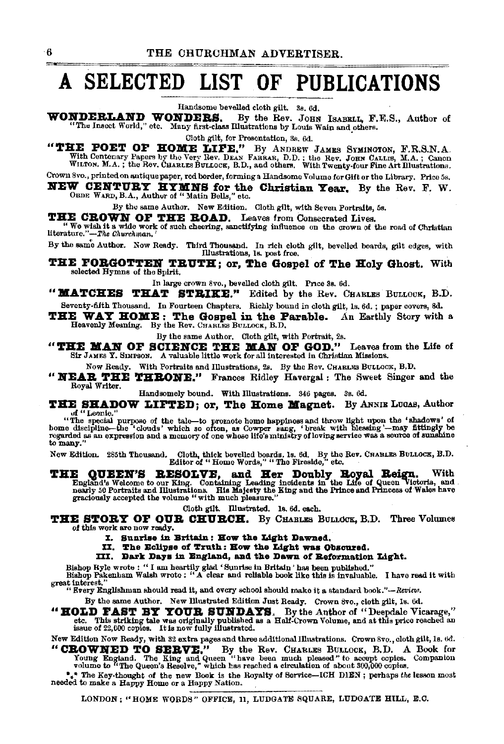# A SELECTED LIST OF PUBLICATIONS

Handsome bevelled cloth gilt. 3s. 6d.

**WONDERLAND WONDERS.** By the Rev. JOHN ISABELL, F.E.S., Author of "The Insect World," etc. Many first-class Illustrations by Louis Wain and others.

Cloth gilt, for Presentation, 3s. 6d.

**"THE POET OF HOME LIFE."** By ANDREW JAMES SYMINGTON, F.R.S.N.A. With Centenary Papers by the Very Rev. DEAN FARRAR, D.D.; the Rev. JOHN CALLIS, M.A.; Canon WILTON, M.A.; the Rev. CHARLES BULLOCK, B.D., and others. With Twenty-four Fine Art Illustrations.

Crown 8vo., printed on antique paper, red border, forming a Handsome Volume for Gift or the Library. Price 5s.

**NEW CENTURY HYMNS for the Christian Year.** By the Rev. F. W. ORDE WARD, B.A., Author of "Matin Bells," etc.

By the same Author. New Edition. Cloth gilt, with Seven Portraits, 5s.

**THE CROWN OF THE ROAD.** Leaves from Consecrated Lives.

"We wish it a wide work of such cheering, sanctifying influence on the crown of the road of Christian literature."—*The Churchman.*

By the same Author. Now Ready. Third Thousand. In rich cloth gilt, bevelled boards, gilt edges, with Illustrations, 1s. post free.

**THE FORGOTTEN TRUTH; or, The Gospel of The Holy Ghost.** With selected Hymns of the Spirit.

In large crown 8vo., bevelled cloth gilt. Price 3s. 6d.

**"MATCHES THAT STRIKE."** Edited by the Rev. CHARLES BULLOCK, B.D.

Seventy-fifth Thousand. In Fourteen Chapters. Richly bound in cloth gilt, 1s. 6d.; paper covers, 8d.

**THE WAY HOME: The Gospel in the Parable.** An Earthly Story with a Heavenly Meaning. By the Rev. CHARLES BULLOCK, B.D.

By the same Author. Cloth gilt, with Portrait, 2s.

**"THE MAN OF SCIENCE THE MAN OF GOD."** Leaves from the Life of Sir JAMES Y. SIMPSON. A valuable little work for all interested in Christian Missions.

Now Ready. With Portraits and Illustrations, 2s. By the Rev. CHARLES BULLOCK, B.D.

**"NEAR THE THRONE."** Frances Ridley Havergal: The Sweet Singer and the Royal Writer.

Handsomely bound. With Illustrations. 346 pages. 3s. 6d.

**THE SHADOW LIFTED; or, The Home Magnet.** By ANNIE LUCAS, Author of "Leonie."

"The special purpose of the tale—to promote home happiness and throw light upon the 'shadows' of home discipline—the 'clouds' which so often, as Cowper sang, 'break with blessing'—may fittingly be regarded as an expression and a memory of one whose life's ministry of loving service was a source of sunshine to many."

New Edition. 285th Thousand. Cloth, thick bevelled boards, 1s. 6d. By the Rev. CHARLES BULLOCK, B.D. Editor of "Home Words," "The Fireside," etc.

**THE QUEEN'S RESOLVE, and Her Doubly Royal Reign.** With England's Welcome to our King. Containing Leading incidents in the Life of Queen Victoria, and nearly 50 Portraits and Illustrations. His Majesty the King and the Prince and Princess of Wales have graciously accepted the volume "with much pleasure."

Cloth gilt. Illustrated. 1s. 6d. each.

**THE STORY OF OUR CHURCH.** By CHARLES BULLOCK, B.D. Three Volumes of this work are now ready.

- **I. Sunrise in Britain: How the Light Dawned.**
- **II. The Eclipse of Truth: How the Light was Obscured.**
- **III. Dark Days in England, and the Dawn of Reformation Light.**

Bishop Ryle wrote: "I am heartily glad 'Sunrise in Britain' has been published."

Bishop Pakenham Walsh wrote: "A clear and reliable book like this is invaluable. I have read it with great interest."

"Every Englishman should read it, and every school should make it a standard book."—*Review.*

By the same Author. New Illustrated Edition Just Ready. Crown 8vo., cloth gilt, 1s. 6d.

**"HOLD FAST BY YOUR SUNDAYS.** By the Author of "Deepdale Vicarage," etc. This striking tale was originally published as a Half-Crown Volume, and at this price reached an issue of 22,000 copies. It is now fully illustrated.

New Edition Now Ready, with 32 extra pages and three additional Illustrations. Crown 8vo., cloth gilt, 1s. 6d.

**"CROWNED TO SERVE."** By the Rev. CHARLES BULLOCK, B.D. A Book for Young England. The King and Queen "have been much pleased" to accept copies. Companion volume to "The Queen's Resolve," which has reached a circulation of about 300,000 copies.

\*\*\* The Key-thought of the new Book is the Royalty of Service—ICH DIEN; perhaps *the* lesson most needed to make a Happy Home or a Happy Nation.

LONDON: "HOME WORDS" OFFICE, 11, LUDGATE SQUARE, LUDGATE HILL, E.C.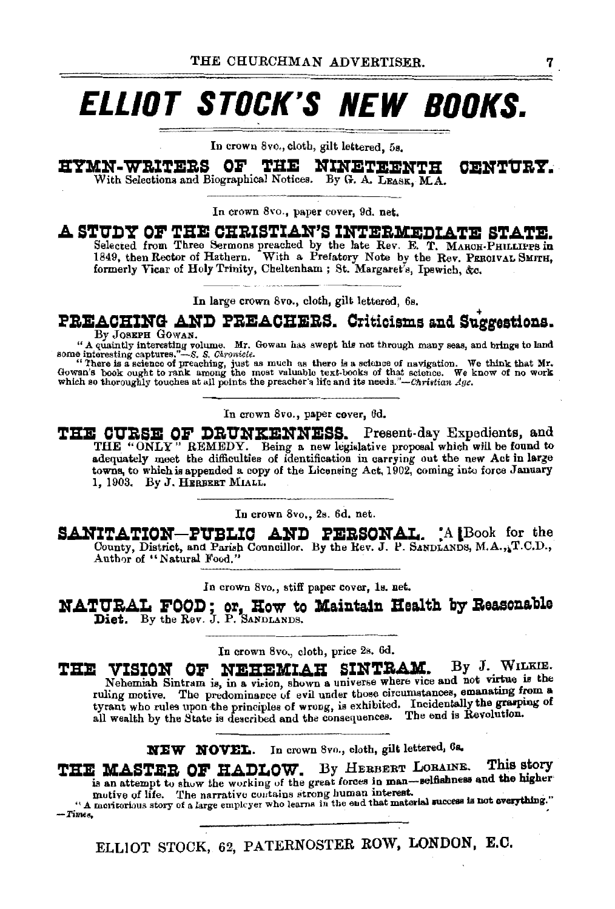# ELLIOT STOCK'S NEW BOOKS.

In crown 8vo., cloth, gilt lettered, 5s.

## HYMN-WRITERS OF THE NINETEENTH CENTURY.

With Selections and Biographical Notices. By G. A. LEASK, M.A.

---

In crown 8vo., paper cover, 9d. net.

## A STUDY OF THE CHRISTIAN'S INTERMEDIATE STATE.

Selected from Three Sermons preached by the late Rev. E. T. MARCH-PHILLIPPS in 1849, then Rector of Hathern. With a Prefatory Note by the Rev. PERCIVAL SMITH, formerly Vicar of Holy Trinity, Cheltenham; St. Margaret's, Ipswich, &c.

---

In large crown 8vo., cloth, gilt lettered, 6s.

## PREACHING AND PREACHERS. Criticisms and Suggestions.

By JOSEPH GOWAN.

"A quaintly interesting volume. Mr. Gowan has swept his net through many seas, and brings to land some interesting captures."—*S. S. Chronicle.*

"There is a science of preaching, just as much as there is a science of navigation. We think that Mr. Gowan's book ought to rank among the most valuable text-books of that science. We know of no work which so thoroughly touches at all points the preacher's life and its needs."—*Christian Age.*

---

In crown 8vo., paper cover, 6d.

## THE CURSE OF DRUNKENNESS. Present-day Expedients, and THE "ONLY" REMEDY.

Being a new legislative proposal which will be found to adequately meet the difficulties of identification in carrying out the new Act in large towns, to which is appended a copy of the Licensing Act, 1902, coming into force January 1, 1903. By J. HERBERT MIALL.

---

In crown 8vo., 2s. 6d. net.

## SANITATION—PUBLIC AND PERSONAL. A Book for the County, District, and Parish Councillor.

By the Rev. J. P. SANDLANDS, M.A., T.C.D., Author of "Natural Food."

---

In crown 8vo., stiff paper cover, 1s. net.

## NATURAL FOOD; or, How to Maintain Health by Reasonable Diet.

By the Rev. J. P. SANDLANDS.

---

In crown 8vo., cloth, price 2s. 6d.

## THE VISION OF NEHEMIAH SINTRAM. By J. WILKIE.

Nehemiah Sintram is, in a vision, shown a universe where vice and not virtue is the ruling motive. The predominance of evil under those circumstances, emanating from a tyrant who rules upon the principles of wrong, is exhibited. Incidentally the grasping of all wealth by the State is described and the consequences. The end is Revolution.

---

**NEW NOVEL.** In crown 8vo., cloth, gilt lettered, 6s.

## THE MASTER OF HADLOW. By HERBERT LORAINE.

This story is an attempt to show the working of the great forces in man—selfishness and the higher motive of life. The narrative contains strong human interest.

"A meritorious story of a large employer who learns in the end that material success is not everything."—*Times.*

---

ELLIOT STOCK, 62, PATERNOSTER ROW, LONDON, E.C.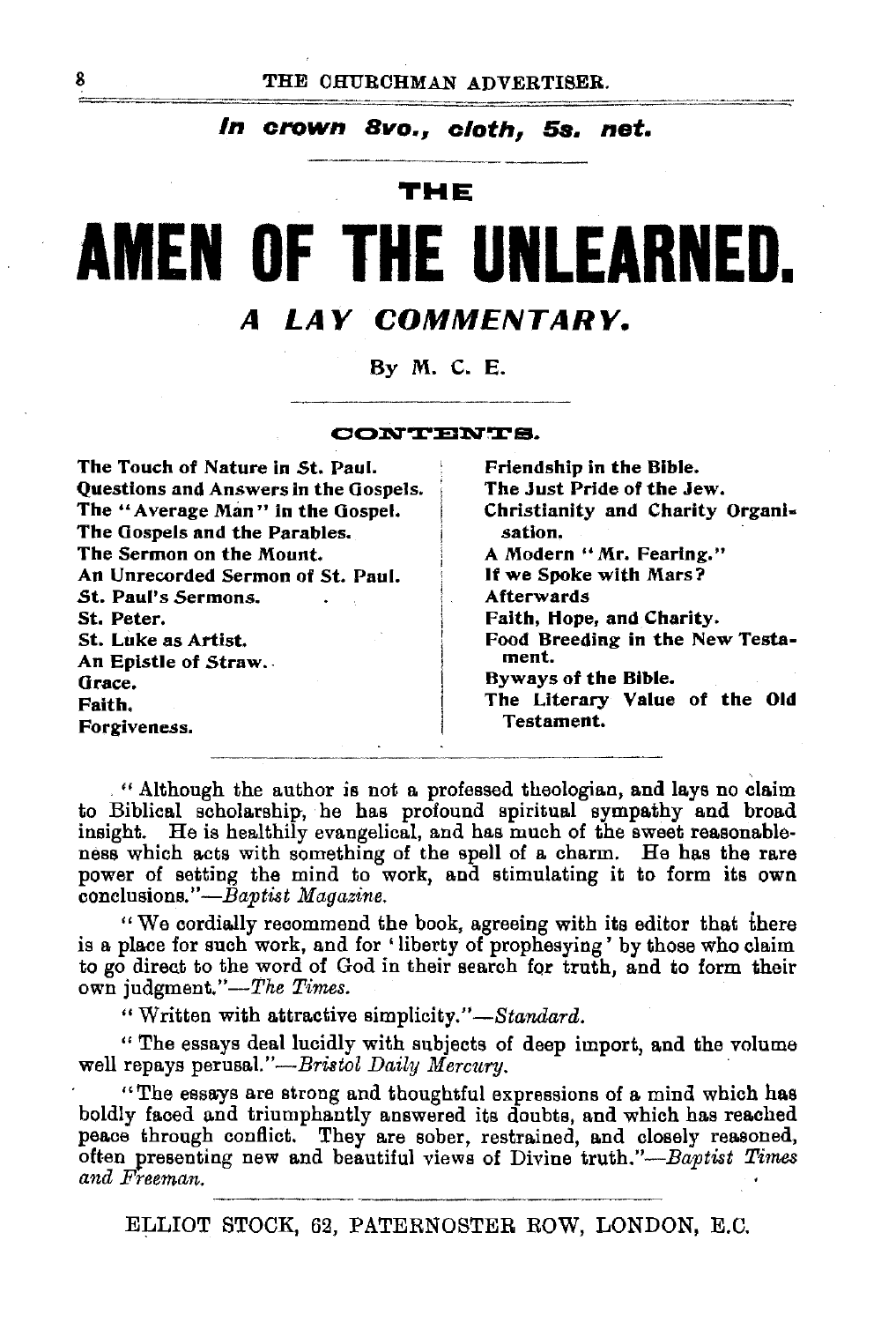*In crown 8vo., cloth, 5s. net.*

# THE AMEN OF THE UNLEARNED.

## *A LAY COMMENTARY.*

By M. C. E.

### CONTENTS.

The Touch of Nature in St. Paul.
Questions and Answers in the Gospels.
The "Average Man" in the Gospel.
The Gospels and the Parables.
The Sermon on the Mount.
An Unrecorded Sermon of St. Paul.
St. Paul's Sermons.
St. Peter.
St. Luke as Artist.
An Epistle of Straw.
Grace.
Faith.
Forgiveness.
Friendship in the Bible.
The Just Pride of the Jew.
Christianity and Charity Organisation.
A Modern "Mr. Fearing."
If we Spoke with Mars?
Afterwards
Faith, Hope, and Charity.
Food Breeding in the New Testament.
Byways of the Bible.
The Literary Value of the Old Testament.

"Although the author is not a professed theologian, and lays no claim to Biblical scholarship, he has profound spiritual sympathy and broad insight. He is healthily evangelical, and has much of the sweet reasonableness which acts with something of the spell of a charm. He has the rare power of setting the mind to work, and stimulating it to form its own conclusions."—*Baptist Magazine.*

"We cordially recommend the book, agreeing with its editor that there is a place for such work, and for 'liberty of prophesying' by those who claim to go direct to the word of God in their search for truth, and to form their own judgment."—*The Times.*

"Written with attractive simplicity."—*Standard.*

"The essays deal lucidly with subjects of deep import, and the volume well repays perusal."—*Bristol Daily Mercury.*

"The essays are strong and thoughtful expressions of a mind which has boldly faced and triumphantly answered its doubts, and which has reached peace through conflict. They are sober, restrained, and closely reasoned, often presenting new and beautiful views of Divine truth."—*Baptist Times and Freeman.*

ELLIOT STOCK, 62, PATERNOSTER ROW, LONDON, E.C.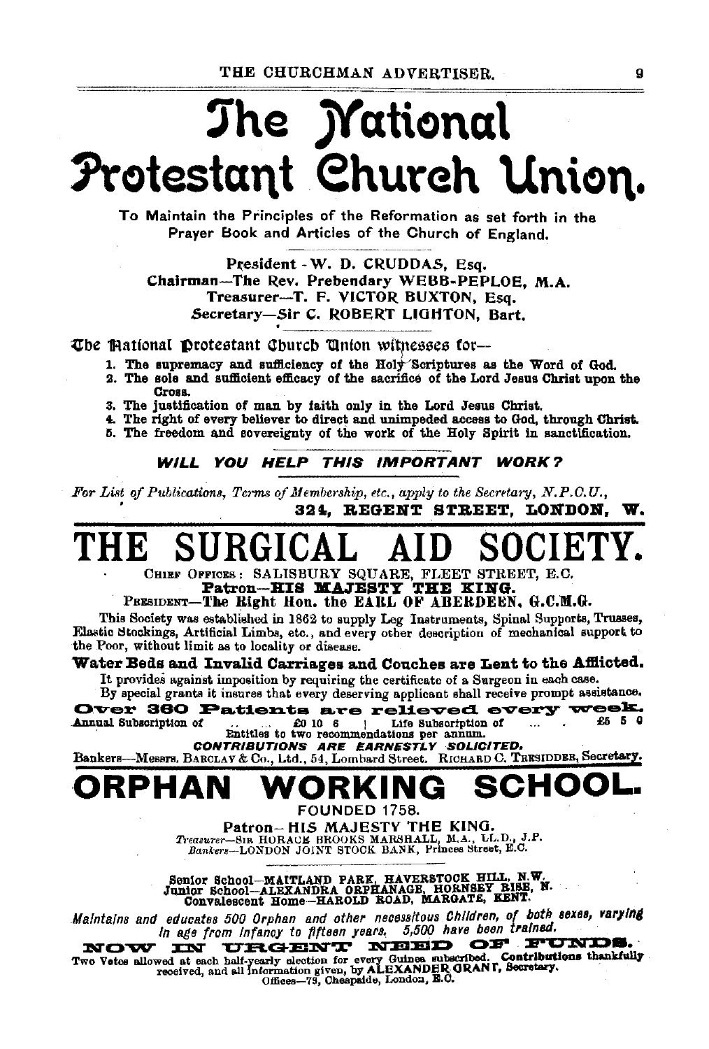# The National Protestant Church Union.

To Maintain the Principles of the Reformation as set forth in the Prayer Book and Articles of the Church of England.

President - W. D. CRUDDAS, Esq.
Chairman—The Rev. Prebendary WEBB-PEPLOE, M.A.
Treasurer—T. F. VICTOR BUXTON, Esq.
Secretary—Sir C. ROBERT LIGHTON, Bart.

The National Protestant Church Union witnesses for—

1. The supremacy and sufficiency of the Holy Scriptures as the Word of God.
2. The sole and sufficient efficacy of the sacrifice of the Lord Jesus Christ upon the Cross.
3. The justification of man by faith only in the Lord Jesus Christ.
4. The right of every believer to direct and unimpeded access to God, through Christ.
5. The freedom and sovereignty of the work of the Holy Spirit in sanctification.

***WILL YOU HELP THIS IMPORTANT WORK?***

*For List of Publications, Terms of Membership, etc., apply to the Secretary, N.P.C.U.,*
**324, REGENT STREET, LONDON, W.**

# THE SURGICAL AID SOCIETY.

CHIEF OFFICES: SALISBURY SQUARE, FLEET STREET, E.C.
**Patron—HIS MAJESTY THE KING.**
PRESIDENT—**The Right Hon. the EARL OF ABERDEEN, G.C.M.G.**

This Society was established in 1862 to supply Leg Instruments, Spinal Supports, Trusses, Elastic Stockings, Artificial Limbs, etc., and every other description of mechanical support to the Poor, without limit as to locality or disease.

**Water Beds and Invalid Carriages and Couches are Lent to the Afflicted.**

It provides against imposition by requiring the certificate of a Surgeon in each case.
By special grants it insures that every deserving applicant shall receive prompt assistance.

**Over 360 Patients are relieved every week.**

Annual Subscription of ... ... £0 10 6 | Life Subscription of ... . £5 5 0
Entitles to two recommendations per annum.

***CONTRIBUTIONS ARE EARNESTLY SOLICITED.***

Bankers—Messrs. BARCLAY & Co., Ltd., 54, Lombard Street. RICHARD C. TRESIDDER, Secretary.

# ORPHAN WORKING SCHOOL.

FOUNDED 1758.

**Patron—HIS MAJESTY THE KING.**
*Treasurer*—SIR HORACE BROOKS MARSHALL, M.A., LL.D., J.P.
*Bankers*—LONDON JOINT STOCK BANK, Princes Street, E.C.

Senior School—MAITLAND PARK, HAVERSTOCK HILL, N.W.
Junior School—ALEXANDRA ORPHANAGE, HORNSEY RISE, N.
Convalescent Home—HAROLD ROAD, MARGATE, KENT.

*Maintains and educates 500 Orphan and other necessitous Children, of both sexes, varying in age from infancy to fifteen years. 5,500 have been trained.*

**NOW IN URGENT NEED OF FUNDS.**

Two Votes allowed at each half-yearly election for every Guinea subscribed. **Contributions thankfully** received, and all information given, by **ALEXANDER GRANT**, Secretary.
Offices—73, Cheapside, London, E.C.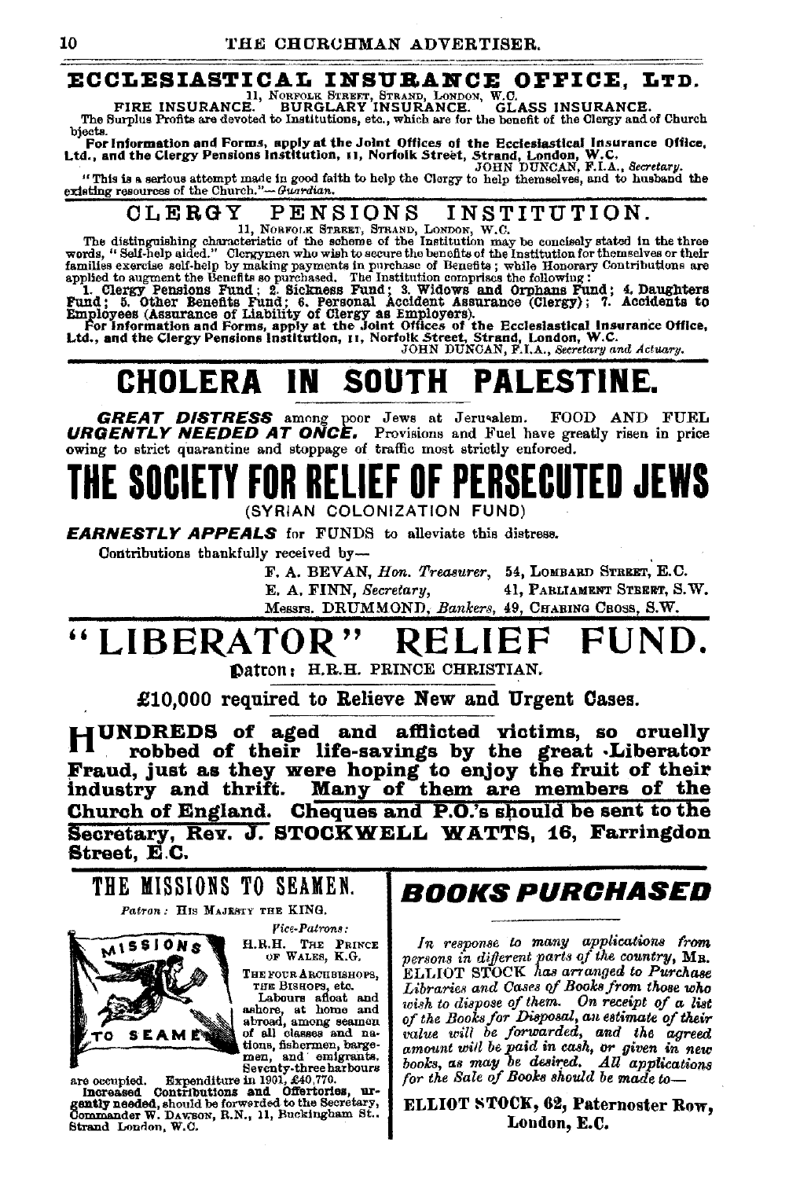## ECCLESIASTICAL INSURANCE OFFICE, LTD.

11, NORFOLK STREET, STRAND, LONDON, W.C.

FIRE INSURANCE. BURGLARY INSURANCE. GLASS INSURANCE.

The Surplus Profits are devoted to Institutions, etc., which are for the benefit of the Clergy and of Church bjects.

**For Information and Forms, apply at the Joint Offices of the Ecclesiastical Insurance Office, Ltd., and the Clergy Pensions Institution, 11, Norfolk Street, Strand, London, W.C.**

JOHN DUNCAN, F.I.A., *Secretary.*

"This is a serious attempt made in good faith to help the Clergy to help themselves, and to husband the existing resources of the Church."—*Guardian.*

## CLERGY PENSIONS INSTITUTION.

11, NORFOLK STREET, STRAND, W.C.

The distinguishing characteristic of the scheme of the Institution may be concisely stated in the three words, "Self-help aided." Clergymen who wish to secure the benefits of the Institution for themselves or their families exercise self-help by making payments in purchase of Benefits; while Honorary Contributions are applied to augment the Benefits so purchased. The Institution comprises the following:

**1. Clergy Pensions Fund; 2. Sickness Fund; 3. Widows and Orphans Fund; 4. Daughters Fund; 5. Other Benefits Fund; 6. Personal Accident Assurance (Clergy); 7. Accidents to Employees (Assurance of Liability of Clergy as Employers).**

**For Information and Forms, apply at the Joint Offices of the Ecclesiastical Insurance Office, Ltd., and the Clergy Pensions Institution, 11, Norfolk Street, Strand, London, W.C.**

JOHN DUNCAN, F.I.A., *Secretary and Actuary.*

# CHOLERA IN SOUTH PALESTINE.

***GREAT DISTRESS*** among poor Jews at Jerusalem. FOOD AND FUEL ***URGENTLY NEEDED AT ONCE.*** Provisions and Fuel have greatly risen in price owing to strict quarantine and stoppage of traffic most strictly enforced.

# THE SOCIETY FOR RELIEF OF PERSECUTED JEWS

(SYRIAN COLONIZATION FUND)

***EARNESTLY APPEALS*** for FUNDS to alleviate this distress.

Contributions thankfully received by—

F. A. BEVAN, *Hon. Treasurer*, 54, LOMBARD STREET, E.C.
E. A. FINN, *Secretary*, 41, PARLIAMENT STREET, S.W.
Messrs. DRUMMOND, *Bankers*, 49, CHARING CROSS, S.W.

# "LIBERATOR" RELIEF FUND.

Patron: H.R.H. PRINCE CHRISTIAN.

**£10,000 required to Relieve New and Urgent Cases.**

**HUNDREDS of aged and afflicted victims, so cruelly robbed of their life-savings by the great Liberator Fraud, just as they were hoping to enjoy the fruit of their industry and thrift. Many of them are members of the Church of England. Cheques and P.O.'s should be sent to the Secretary, Rev. J. STOCKWELL WATTS, 16, Farringdon Street, E.C.**

## THE MISSIONS TO SEAMEN.

*Patron:* HIS MAJESTY THE KING.

*Vice-Patrons:* H.R.H. THE PRINCE OF WALES, K.G. THE FOUR ARCHBISHOPS, THE BISHOPS, etc.

Labours afloat and ashore, at home and abroad, among seamen of all classes and nations, fishermen, bargemen, and emigrants. Seventy-three harbours are occupied. Expenditure in 1901, £40,770.

**Increased Contributions and Offertories, urgently needed,** should be forwarded to the Secretary, Commander W. DAWSON, R.N., 11, Buckingham St., Strand London, W.C.

## BOOKS PURCHASED

*In response to many applications from persons in different parts of the country,* MR. ELLIOT STOCK *has arranged to Purchase Libraries and Cases of Books from those who wish to dispose of them. On receipt of a list of the Books for Disposal, an estimate of their value will be forwarded, and the agreed amount will be paid in cash, or given in new books, as may be desired. All applications for the Sale of Books should be made to—*

**ELLIOT STOCK, 62, Paternoster Row, London, E.C.**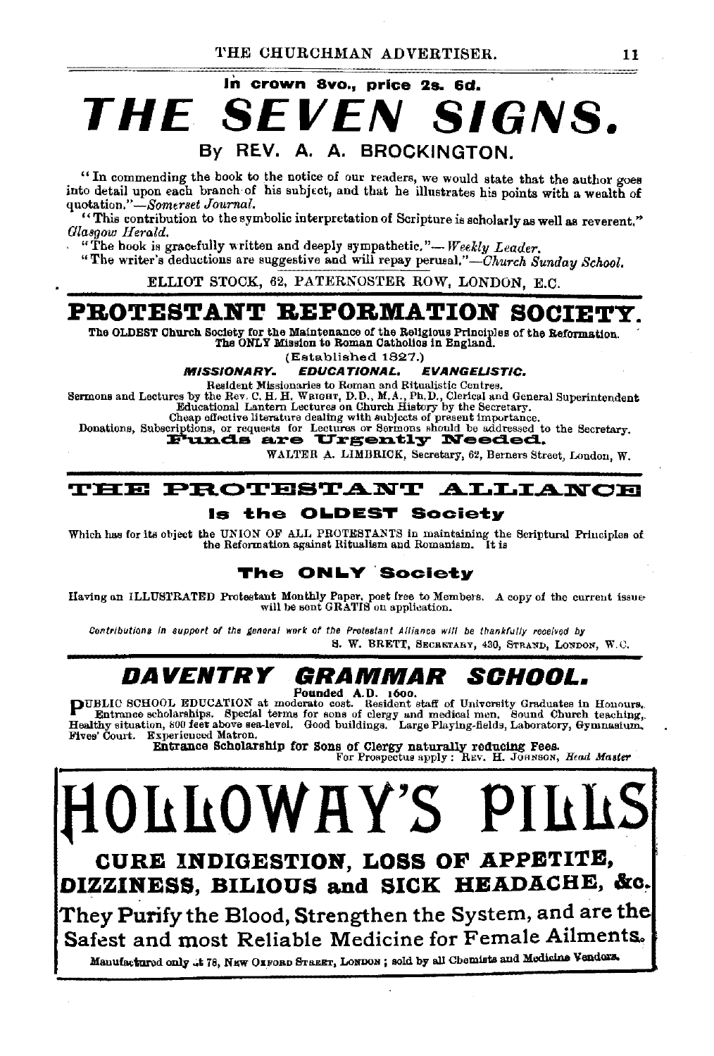In crown 8vo., price 2s. 6d.

# THE SEVEN SIGNS.

## By REV. A. A. BROCKINGTON.

"In commending the book to the notice of our readers, we would state that the author goes into detail upon each branch of his subject, and that he illustrates his points with a wealth of quotation."—*Somerset Journal.*

"This contribution to the symbolic interpretation of Scripture is scholarly as well as reverent." *Glasgow Herald.*

"The book is gracefully written and deeply sympathetic."—*Weekly Leader.*

"The writer's deductions are suggestive and will repay perusal."—*Church Sunday School.*

ELLIOT STOCK, 62, PATERNOSTER ROW, LONDON, E.C.

---

# PROTESTANT REFORMATION SOCIETY.

The OLDEST Church Society for the Maintenance of the Religious Principles of the Reformation.
The ONLY Mission to Roman Catholics in England.

(Established 1827.)

***MISSIONARY. EDUCATIONAL. EVANGELISTIC.***

Resident Missionaries to Roman and Ritualistic Centres.
Sermons and Lectures by the Rev. C. H. H. WRIGHT, D.D., M.A., Ph.D., Clerical and General Superintendent.
Educational Lantern Lectures on Church History by the Secretary.
Cheap effective literature dealing with subjects of present importance.
Donations, Subscriptions, or requests for Lectures or Sermons should be addressed to the Secretary.

**Funds are Urgently Needed.**

WALTER A. LIMBRICK, Secretary, 62, Berners Street, London, W.

---

# THE PROTESTANT ALLIANCE

## Is the OLDEST Society

Which has for its object the UNION OF ALL PROTESTANTS in maintaining the Scriptural Principles of the Reformation against Ritualism and Romanism. It is

## The ONLY Society

Having an ILLUSTRATED Protestant Monthly Paper, post free to Members. A copy of the current issue will be sent GRATIS on application.

*Contributions in support of the general work of the Protestant Alliance will be thankfully received by*

S. W. BRETT, SECRETARY, 430, STRAND, LONDON, W.C.

---

# DAVENTRY GRAMMAR SCHOOL.

Founded A.D. 1600.

PUBLIC SCHOOL EDUCATION at moderate cost. Resident staff of University Graduates in Honours. Entrance scholarships. Special terms for sons of clergy and medical men. Sound Church teaching. Healthy situation, 800 feet above sea-level. Good buildings. Large Playing-fields, Laboratory, Gymnasium, Fives' Court. Experienced Matron.

**Entrance Scholarship for Sons of Clergy naturally reducing Fees.**

For Prospectus apply: REV. H. JOHNSON, *Head Master*

---

# HOLLOWAY'S PILLS

## CURE INDIGESTION, LOSS OF APPETITE, DIZZINESS, BILIOUS and SICK HEADACHE, &c.

**They Purify the Blood, Strengthen the System, and are the Safest and most Reliable Medicine for Female Ailments.**

Manufactured only at 78, NEW OXFORD STREET, LONDON; sold by all Chemists and Medicine Vendors.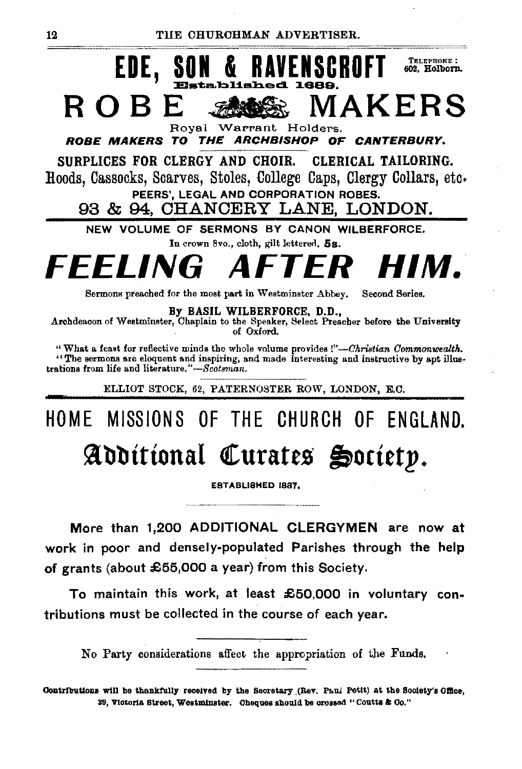# EDE, SON & RAVENSCROFT

TELEPHONE: 602, Holborn.

Established 1689.

# ROBE MAKERS

Royal Warrant Holders.

***ROBE MAKERS TO THE ARCHBISHOP OF CANTERBURY.***

**SURPLICES FOR CLERGY AND CHOIR. CLERICAL TAILORING.**

**Hoods, Cassocks, Scarves, Stoles, College Caps, Clergy Collars, etc.**

**PEERS', LEGAL AND CORPORATION ROBES.**

## 93 & 94, CHANCERY LANE, LONDON.

---

**NEW VOLUME OF SERMONS BY CANON WILBERFORCE.**

In crown 8vo., cloth, gilt lettered, **5s.**

# *FEELING AFTER HIM.*

Sermons preached for the most part in Westminster Abbey. Second Series.

By **BASIL WILBERFORCE, D.D.,**
Archdeacon of Westminster, Chaplain to the Speaker, Select Preacher before the University of Oxford.

"What a feast for reflective minds the whole volume provides!"—*Christian Commonwealth.*
"The sermons are eloquent and inspiring, and made interesting and instructive by apt illustrations from life and literature."—*Scotsman.*

ELLIOT STOCK, 62, PATERNOSTER ROW, LONDON, E.C.

---

# HOME MISSIONS OF THE CHURCH OF ENGLAND.

# Additional Curates Society.

**ESTABLISHED 1837.**

**More than 1,200 ADDITIONAL CLERGYMEN are now at work in poor and densely-populated Parishes through the help of grants (about £55,000 a year) from this Society.**

**To maintain this work, at least £50,000 in voluntary contributions must be collected in the course of each year.**

No Party considerations affect the appropriation of the Funds.

**Contributions will be thankfully received by the Secretary (Rev. Paul Petit) at the Society's Office, 39, Victoria Street, Westminster. Cheques should be crossed "Coutts & Co."**